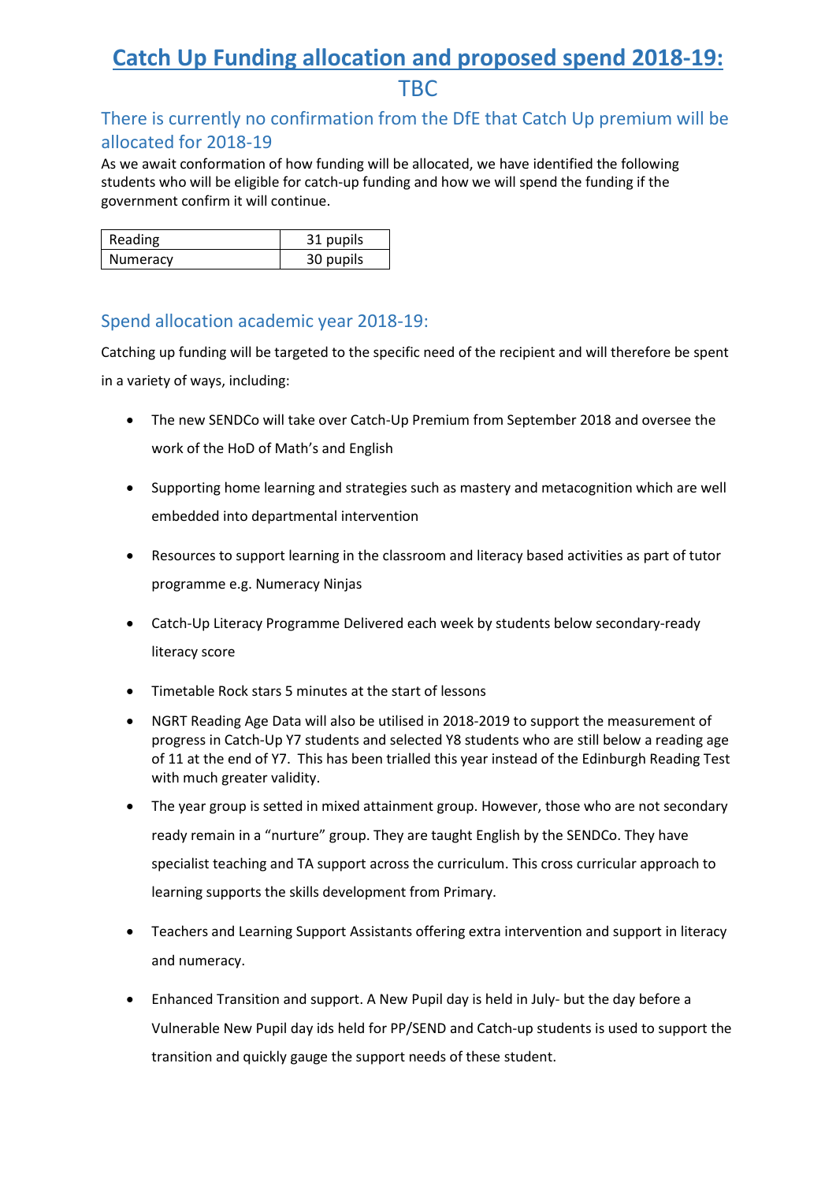# Catch Up Funding allocation and proposed spend 2018-19:

TBC

## There is currently no confirmation from the DfE that Catch Up premium will be allocated for 2018-19

As we await conformation of how funding will be allocated, we have identified the following students who will be eligible for catch-up funding and how we will spend the funding if the government confirm it will continue.

| Reading | 31 pupils |
|---|---|
| Numeracy | 30 pupils |

## Spend allocation academic year 2018-19:

Catching up funding will be targeted to the specific need of the recipient and will therefore be spent in a variety of ways, including:

- The new SENDCo will take over Catch-Up Premium from September 2018 and oversee the work of the HoD of Math's and English
- Supporting home learning and strategies such as mastery and metacognition which are well embedded into departmental intervention
- Resources to support learning in the classroom and literacy based activities as part of tutor programme e.g. Numeracy Ninjas
- Catch-Up Literacy Programme Delivered each week by students below secondary-ready literacy score
- Timetable Rock stars 5 minutes at the start of lessons
- NGRT Reading Age Data will also be utilised in 2018-2019 to support the measurement of progress in Catch-Up Y7 students and selected Y8 students who are still below a reading age of 11 at the end of Y7. This has been trialled this year instead of the Edinburgh Reading Test with much greater validity.
- The year group is setted in mixed attainment group. However, those who are not secondary ready remain in a "nurture" group. They are taught English by the SENDCo. They have specialist teaching and TA support across the curriculum. This cross curricular approach to learning supports the skills development from Primary.
- Teachers and Learning Support Assistants offering extra intervention and support in literacy and numeracy.
- Enhanced Transition and support. A New Pupil day is held in July- but the day before a Vulnerable New Pupil day ids held for PP/SEND and Catch-up students is used to support the transition and quickly gauge the support needs of these student.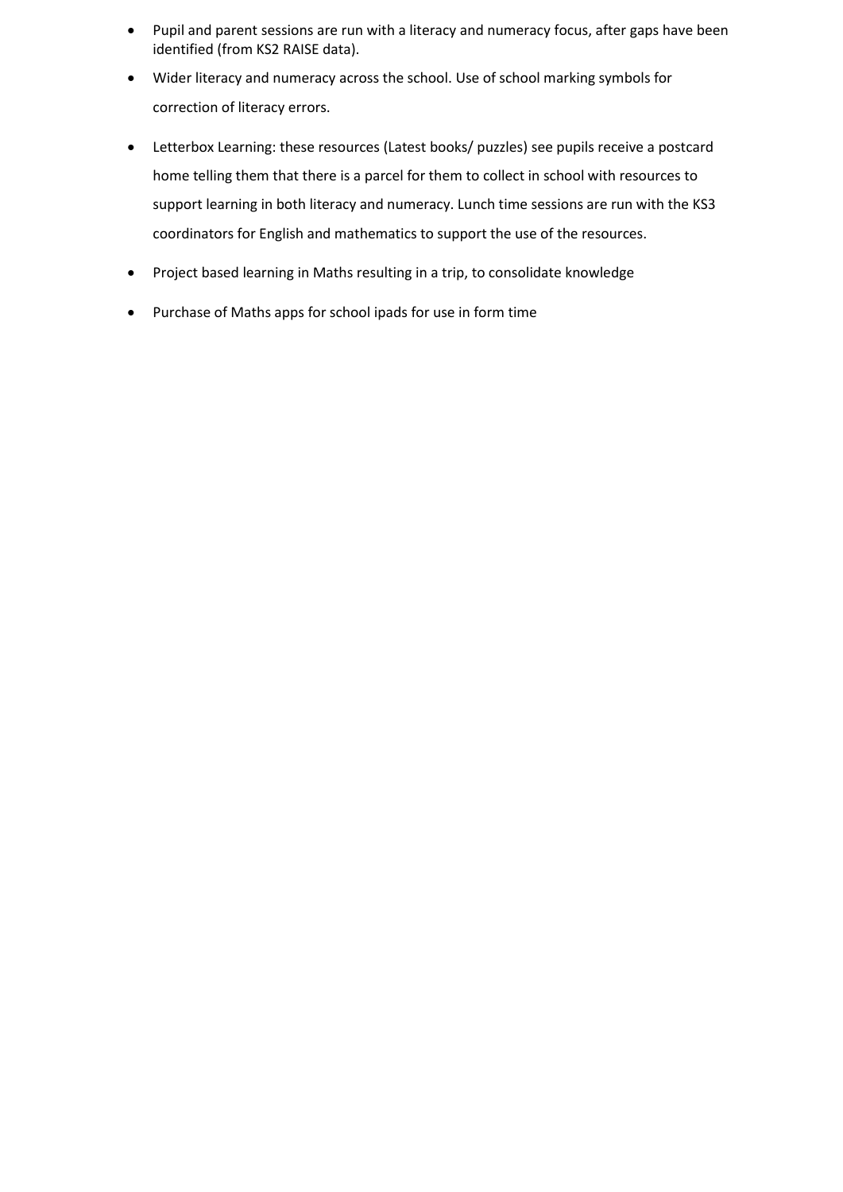- Pupil and parent sessions are run with a literacy and numeracy focus, after gaps have been identified (from KS2 RAISE data).
- Wider literacy and numeracy across the school. Use of school marking symbols for correction of literacy errors.
- Letterbox Learning: these resources (Latest books/ puzzles) see pupils receive a postcard home telling them that there is a parcel for them to collect in school with resources to support learning in both literacy and numeracy. Lunch time sessions are run with the KS3 coordinators for English and mathematics to support the use of the resources.
- Project based learning in Maths resulting in a trip, to consolidate knowledge
- Purchase of Maths apps for school ipads for use in form time